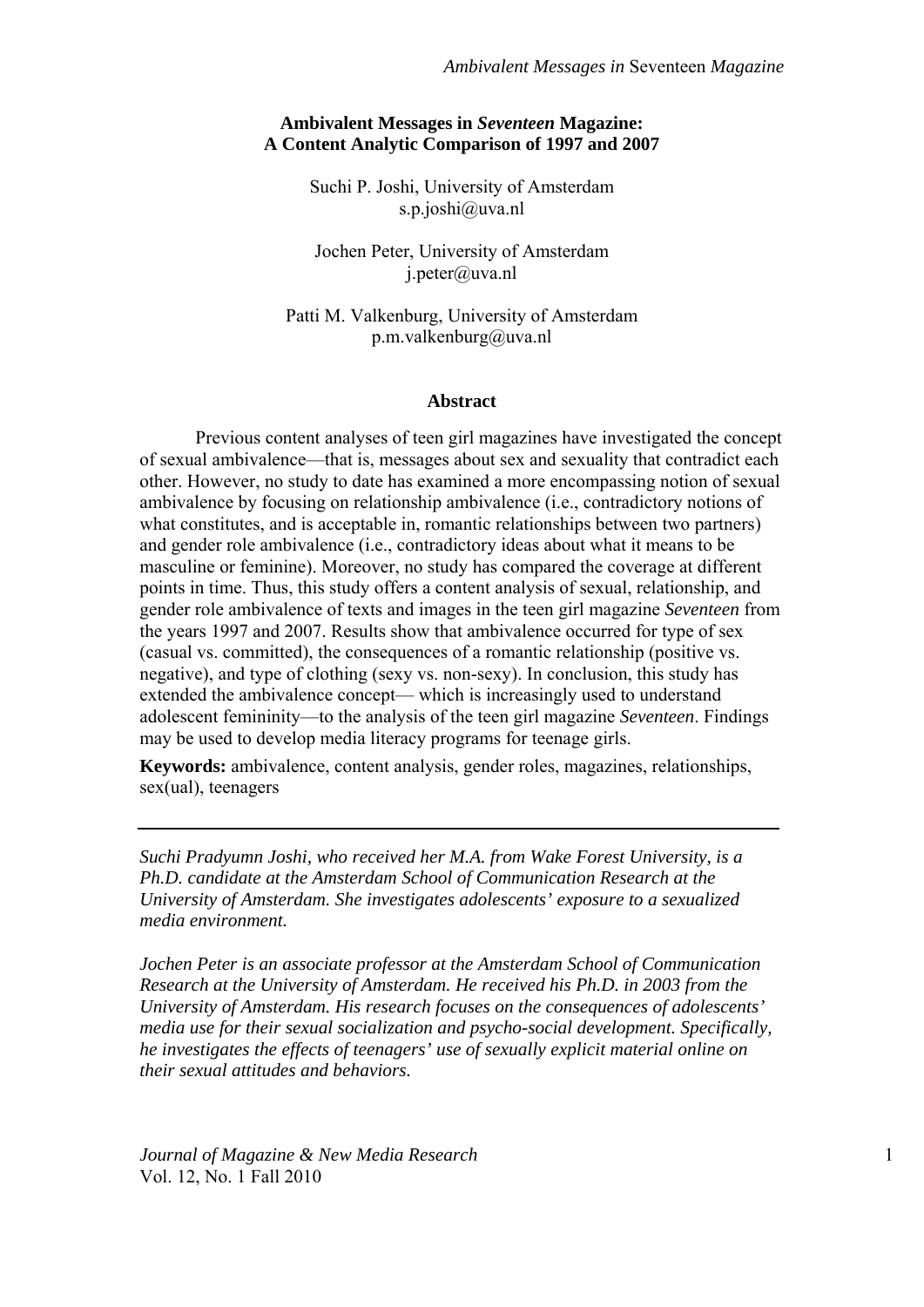# Ambivalent Messages in *Seventeen* Magazine: A Content Analytic Comparison of 1997 and 2007

Suchi P. Joshi, University of Amsterdam
s.p.joshi@uva.nl

Jochen Peter, University of Amsterdam
j.peter@uva.nl

Patti M. Valkenburg, University of Amsterdam
p.m.valkenburg@uva.nl

## Abstract

Previous content analyses of teen girl magazines have investigated the concept of sexual ambivalence—that is, messages about sex and sexuality that contradict each other. However, no study to date has examined a more encompassing notion of sexual ambivalence by focusing on relationship ambivalence (i.e., contradictory notions of what constitutes, and is acceptable in, romantic relationships between two partners) and gender role ambivalence (i.e., contradictory ideas about what it means to be masculine or feminine). Moreover, no study has compared the coverage at different points in time. Thus, this study offers a content analysis of sexual, relationship, and gender role ambivalence of texts and images in the teen girl magazine *Seventeen* from the years 1997 and 2007. Results show that ambivalence occurred for type of sex (casual vs. committed), the consequences of a romantic relationship (positive vs. negative), and type of clothing (sexy vs. non-sexy). In conclusion, this study has extended the ambivalence concept— which is increasingly used to understand adolescent femininity—to the analysis of the teen girl magazine *Seventeen*. Findings may be used to develop media literacy programs for teenage girls.

**Keywords:** ambivalence, content analysis, gender roles, magazines, relationships, sex(ual), teenagers

---

*Suchi Pradyumn Joshi, who received her M.A. from Wake Forest University, is a Ph.D. candidate at the Amsterdam School of Communication Research at the University of Amsterdam. She investigates adolescents' exposure to a sexualized media environment.*

*Jochen Peter is an associate professor at the Amsterdam School of Communication Research at the University of Amsterdam. He received his Ph.D. in 2003 from the University of Amsterdam. His research focuses on the consequences of adolescents' media use for their sexual socialization and psycho-social development. Specifically, he investigates the effects of teenagers' use of sexually explicit material online on their sexual attitudes and behaviors.*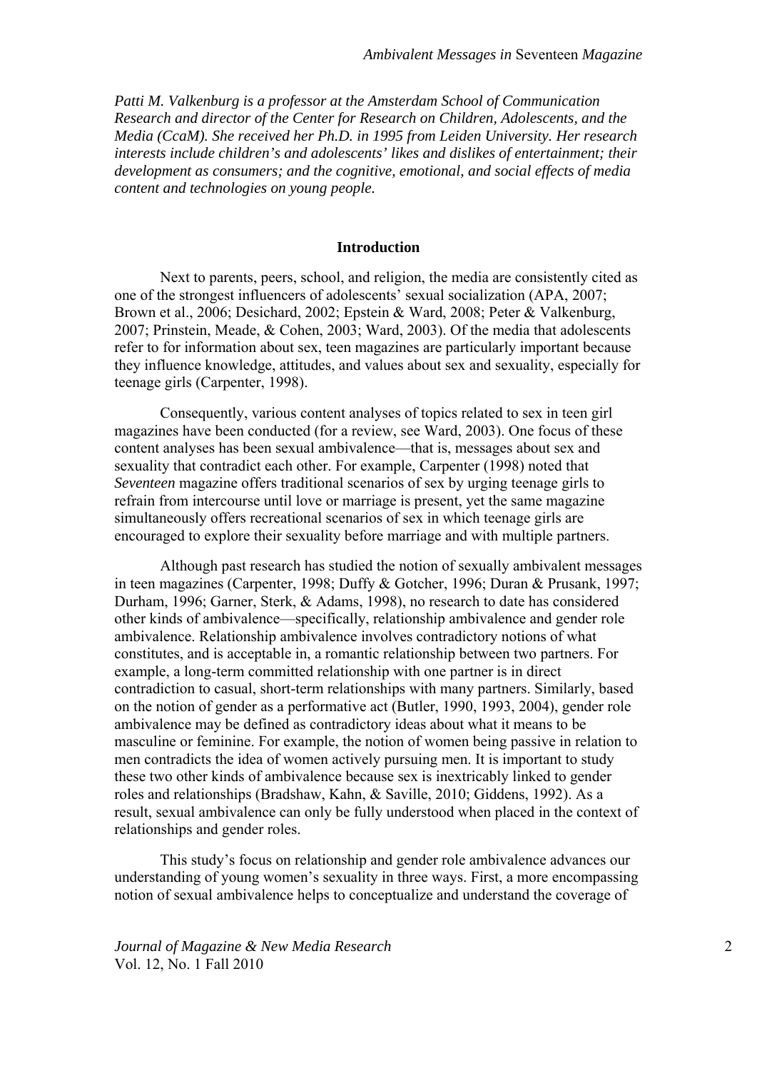*Patti M. Valkenburg is a professor at the Amsterdam School of Communication Research and director of the Center for Research on Children, Adolescents, and the Media (CcaM). She received her Ph.D. in 1995 from Leiden University. Her research interests include children's and adolescents' likes and dislikes of entertainment; their development as consumers; and the cognitive, emotional, and social effects of media content and technologies on young people.*

## Introduction

Next to parents, peers, school, and religion, the media are consistently cited as one of the strongest influencers of adolescents' sexual socialization (APA, 2007; Brown et al., 2006; Desichard, 2002; Epstein & Ward, 2008; Peter & Valkenburg, 2007; Prinstein, Meade, & Cohen, 2003; Ward, 2003). Of the media that adolescents refer to for information about sex, teen magazines are particularly important because they influence knowledge, attitudes, and values about sex and sexuality, especially for teenage girls (Carpenter, 1998).

Consequently, various content analyses of topics related to sex in teen girl magazines have been conducted (for a review, see Ward, 2003). One focus of these content analyses has been sexual ambivalence—that is, messages about sex and sexuality that contradict each other. For example, Carpenter (1998) noted that *Seventeen* magazine offers traditional scenarios of sex by urging teenage girls to refrain from intercourse until love or marriage is present, yet the same magazine simultaneously offers recreational scenarios of sex in which teenage girls are encouraged to explore their sexuality before marriage and with multiple partners.

Although past research has studied the notion of sexually ambivalent messages in teen magazines (Carpenter, 1998; Duffy & Gotcher, 1996; Duran & Prusank, 1997; Durham, 1996; Garner, Sterk, & Adams, 1998), no research to date has considered other kinds of ambivalence—specifically, relationship ambivalence and gender role ambivalence. Relationship ambivalence involves contradictory notions of what constitutes, and is acceptable in, a romantic relationship between two partners. For example, a long-term committed relationship with one partner is in direct contradiction to casual, short-term relationships with many partners. Similarly, based on the notion of gender as a performative act (Butler, 1990, 1993, 2004), gender role ambivalence may be defined as contradictory ideas about what it means to be masculine or feminine. For example, the notion of women being passive in relation to men contradicts the idea of women actively pursuing men. It is important to study these two other kinds of ambivalence because sex is inextricably linked to gender roles and relationships (Bradshaw, Kahn, & Saville, 2010; Giddens, 1992). As a result, sexual ambivalence can only be fully understood when placed in the context of relationships and gender roles.

This study's focus on relationship and gender role ambivalence advances our understanding of young women's sexuality in three ways. First, a more encompassing notion of sexual ambivalence helps to conceptualize and understand the coverage of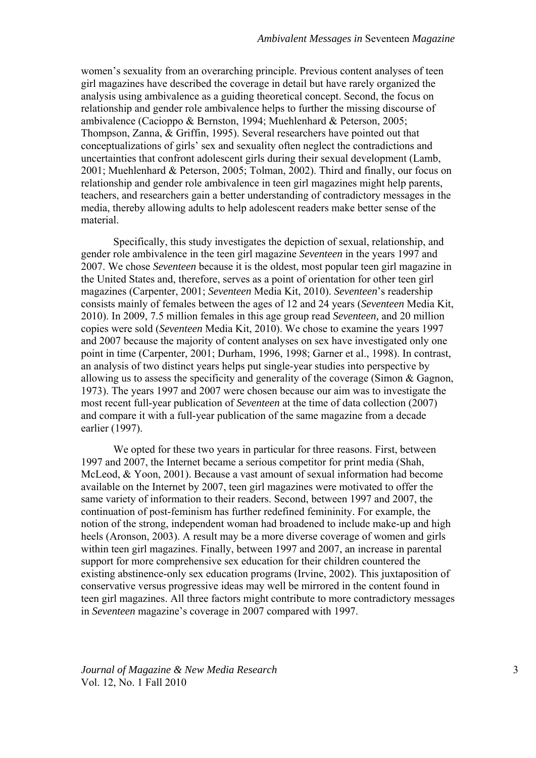women's sexuality from an overarching principle. Previous content analyses of teen girl magazines have described the coverage in detail but have rarely organized the analysis using ambivalence as a guiding theoretical concept. Second, the focus on relationship and gender role ambivalence helps to further the missing discourse of ambivalence (Cacioppo & Bernston, 1994; Muehlenhard & Peterson, 2005; Thompson, Zanna, & Griffin, 1995). Several researchers have pointed out that conceptualizations of girls' sex and sexuality often neglect the contradictions and uncertainties that confront adolescent girls during their sexual development (Lamb, 2001; Muehlenhard & Peterson, 2005; Tolman, 2002). Third and finally, our focus on relationship and gender role ambivalence in teen girl magazines might help parents, teachers, and researchers gain a better understanding of contradictory messages in the media, thereby allowing adults to help adolescent readers make better sense of the material.

Specifically, this study investigates the depiction of sexual, relationship, and gender role ambivalence in the teen girl magazine *Seventeen* in the years 1997 and 2007. We chose *Seventeen* because it is the oldest, most popular teen girl magazine in the United States and, therefore, serves as a point of orientation for other teen girl magazines (Carpenter, 2001; *Seventeen* Media Kit, 2010). *Seventeen*'s readership consists mainly of females between the ages of 12 and 24 years (*Seventeen* Media Kit, 2010). In 2009, 7.5 million females in this age group read *Seventeen,* and 20 million copies were sold (*Seventeen* Media Kit, 2010). We chose to examine the years 1997 and 2007 because the majority of content analyses on sex have investigated only one point in time (Carpenter, 2001; Durham, 1996, 1998; Garner et al., 1998). In contrast, an analysis of two distinct years helps put single-year studies into perspective by allowing us to assess the specificity and generality of the coverage (Simon & Gagnon, 1973). The years 1997 and 2007 were chosen because our aim was to investigate the most recent full-year publication of *Seventeen* at the time of data collection (2007) and compare it with a full-year publication of the same magazine from a decade earlier (1997).

We opted for these two years in particular for three reasons. First, between 1997 and 2007, the Internet became a serious competitor for print media (Shah, McLeod, & Yoon, 2001). Because a vast amount of sexual information had become available on the Internet by 2007, teen girl magazines were motivated to offer the same variety of information to their readers. Second, between 1997 and 2007, the continuation of post-feminism has further redefined femininity. For example, the notion of the strong, independent woman had broadened to include make-up and high heels (Aronson, 2003). A result may be a more diverse coverage of women and girls within teen girl magazines. Finally, between 1997 and 2007, an increase in parental support for more comprehensive sex education for their children countered the existing abstinence-only sex education programs (Irvine, 2002). This juxtaposition of conservative versus progressive ideas may well be mirrored in the content found in teen girl magazines. All three factors might contribute to more contradictory messages in *Seventeen* magazine's coverage in 2007 compared with 1997.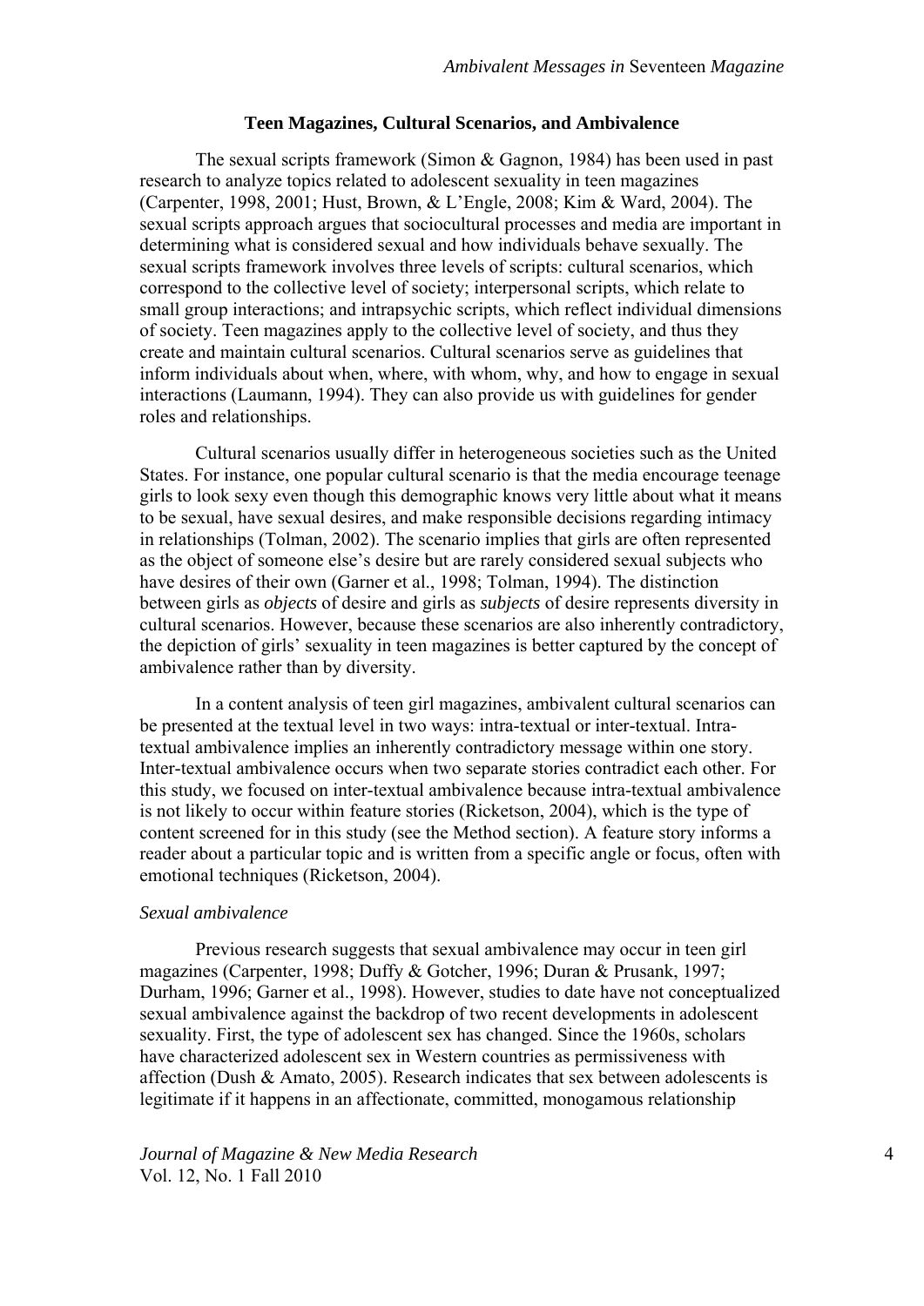## Teen Magazines, Cultural Scenarios, and Ambivalence

The sexual scripts framework (Simon & Gagnon, 1984) has been used in past research to analyze topics related to adolescent sexuality in teen magazines (Carpenter, 1998, 2001; Hust, Brown, & L'Engle, 2008; Kim & Ward, 2004). The sexual scripts approach argues that sociocultural processes and media are important in determining what is considered sexual and how individuals behave sexually. The sexual scripts framework involves three levels of scripts: cultural scenarios, which correspond to the collective level of society; interpersonal scripts, which relate to small group interactions; and intrapsychic scripts, which reflect individual dimensions of society. Teen magazines apply to the collective level of society, and thus they create and maintain cultural scenarios. Cultural scenarios serve as guidelines that inform individuals about when, where, with whom, why, and how to engage in sexual interactions (Laumann, 1994). They can also provide us with guidelines for gender roles and relationships.

Cultural scenarios usually differ in heterogeneous societies such as the United States. For instance, one popular cultural scenario is that the media encourage teenage girls to look sexy even though this demographic knows very little about what it means to be sexual, have sexual desires, and make responsible decisions regarding intimacy in relationships (Tolman, 2002). The scenario implies that girls are often represented as the object of someone else's desire but are rarely considered sexual subjects who have desires of their own (Garner et al., 1998; Tolman, 1994). The distinction between girls as *objects* of desire and girls as *subjects* of desire represents diversity in cultural scenarios. However, because these scenarios are also inherently contradictory, the depiction of girls' sexuality in teen magazines is better captured by the concept of ambivalence rather than by diversity.

In a content analysis of teen girl magazines, ambivalent cultural scenarios can be presented at the textual level in two ways: intra-textual or inter-textual. Intra-textual ambivalence implies an inherently contradictory message within one story. Inter-textual ambivalence occurs when two separate stories contradict each other. For this study, we focused on inter-textual ambivalence because intra-textual ambivalence is not likely to occur within feature stories (Ricketson, 2004), which is the type of content screened for in this study (see the Method section). A feature story informs a reader about a particular topic and is written from a specific angle or focus, often with emotional techniques (Ricketson, 2004).

### *Sexual ambivalence*

Previous research suggests that sexual ambivalence may occur in teen girl magazines (Carpenter, 1998; Duffy & Gotcher, 1996; Duran & Prusank, 1997; Durham, 1996; Garner et al., 1998). However, studies to date have not conceptualized sexual ambivalence against the backdrop of two recent developments in adolescent sexuality. First, the type of adolescent sex has changed. Since the 1960s, scholars have characterized adolescent sex in Western countries as permissiveness with affection (Dush & Amato, 2005). Research indicates that sex between adolescents is legitimate if it happens in an affectionate, committed, monogamous relationship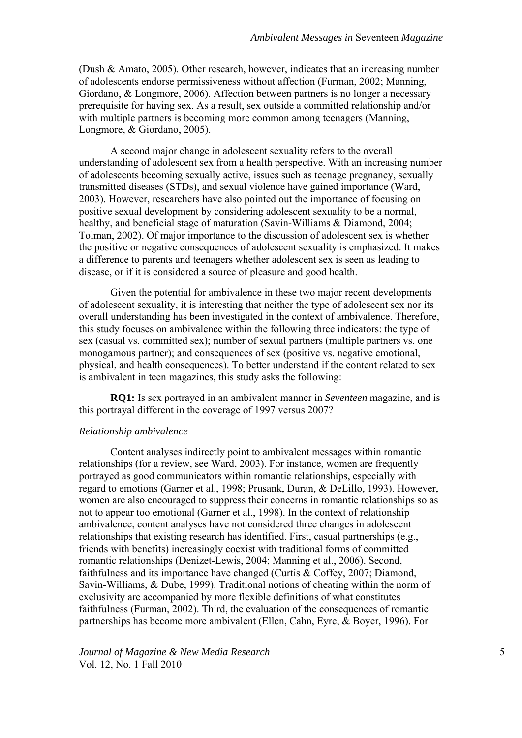(Dush & Amato, 2005). Other research, however, indicates that an increasing number of adolescents endorse permissiveness without affection (Furman, 2002; Manning, Giordano, & Longmore, 2006). Affection between partners is no longer a necessary prerequisite for having sex. As a result, sex outside a committed relationship and/or with multiple partners is becoming more common among teenagers (Manning, Longmore, & Giordano, 2005).

A second major change in adolescent sexuality refers to the overall understanding of adolescent sex from a health perspective. With an increasing number of adolescents becoming sexually active, issues such as teenage pregnancy, sexually transmitted diseases (STDs), and sexual violence have gained importance (Ward, 2003). However, researchers have also pointed out the importance of focusing on positive sexual development by considering adolescent sexuality to be a normal, healthy, and beneficial stage of maturation (Savin-Williams & Diamond, 2004; Tolman, 2002). Of major importance to the discussion of adolescent sex is whether the positive or negative consequences of adolescent sexuality is emphasized. It makes a difference to parents and teenagers whether adolescent sex is seen as leading to disease, or if it is considered a source of pleasure and good health.

Given the potential for ambivalence in these two major recent developments of adolescent sexuality, it is interesting that neither the type of adolescent sex nor its overall understanding has been investigated in the context of ambivalence. Therefore, this study focuses on ambivalence within the following three indicators: the type of sex (casual vs. committed sex); number of sexual partners (multiple partners vs. one monogamous partner); and consequences of sex (positive vs. negative emotional, physical, and health consequences). To better understand if the content related to sex is ambivalent in teen magazines, this study asks the following:

**RQ1:** Is sex portrayed in an ambivalent manner in *Seventeen* magazine, and is this portrayal different in the coverage of 1997 versus 2007?

### *Relationship ambivalence*

Content analyses indirectly point to ambivalent messages within romantic relationships (for a review, see Ward, 2003). For instance, women are frequently portrayed as good communicators within romantic relationships, especially with regard to emotions (Garner et al., 1998; Prusank, Duran, & DeLillo, 1993). However, women are also encouraged to suppress their concerns in romantic relationships so as not to appear too emotional (Garner et al., 1998). In the context of relationship ambivalence, content analyses have not considered three changes in adolescent relationships that existing research has identified. First, casual partnerships (e.g., friends with benefits) increasingly coexist with traditional forms of committed romantic relationships (Denizet-Lewis, 2004; Manning et al., 2006). Second, faithfulness and its importance have changed (Curtis & Coffey, 2007; Diamond, Savin-Williams, & Dube, 1999). Traditional notions of cheating within the norm of exclusivity are accompanied by more flexible definitions of what constitutes faithfulness (Furman, 2002). Third, the evaluation of the consequences of romantic partnerships has become more ambivalent (Ellen, Cahn, Eyre, & Boyer, 1996). For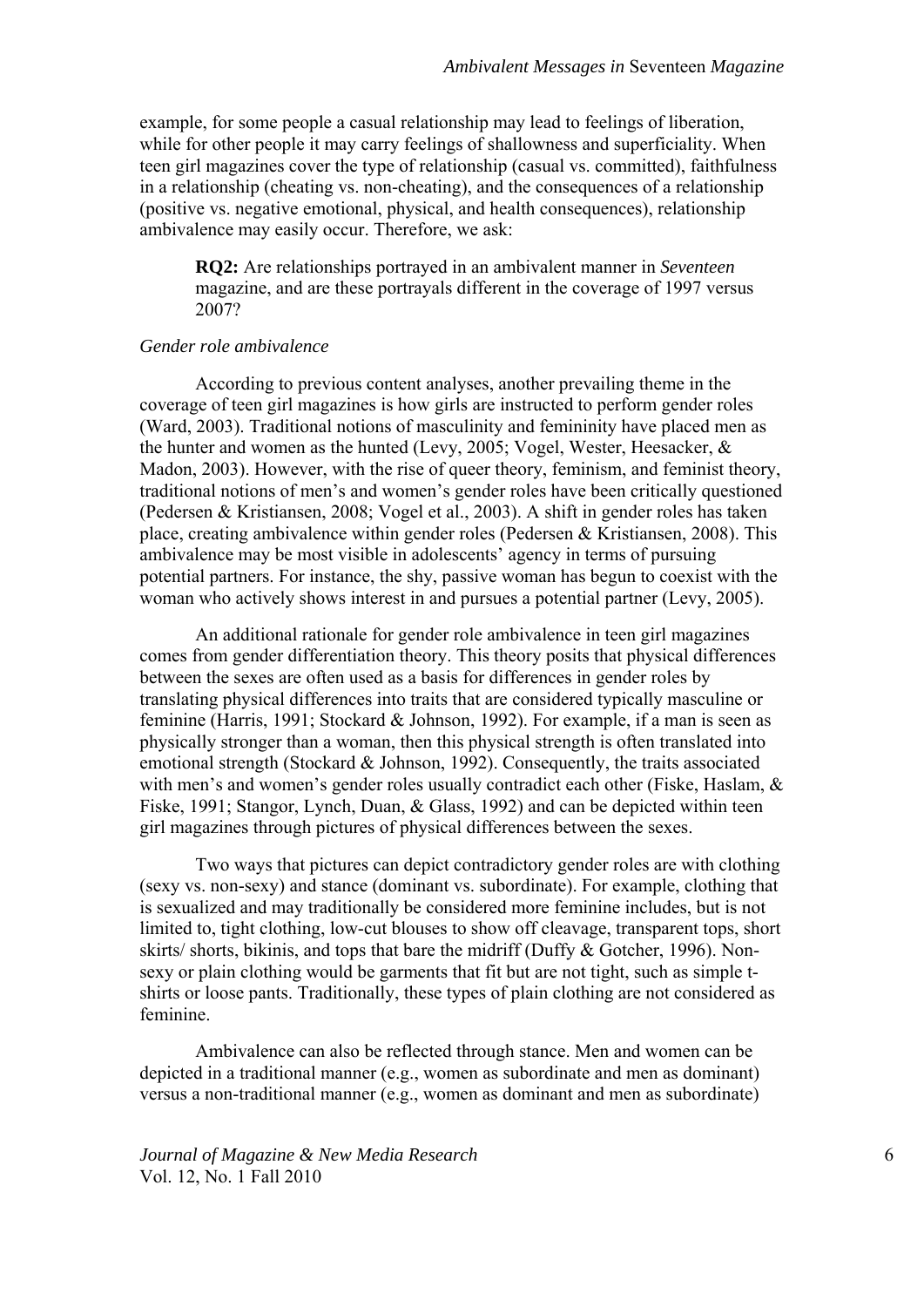example, for some people a casual relationship may lead to feelings of liberation, while for other people it may carry feelings of shallowness and superficiality. When teen girl magazines cover the type of relationship (casual vs. committed), faithfulness in a relationship (cheating vs. non-cheating), and the consequences of a relationship (positive vs. negative emotional, physical, and health consequences), relationship ambivalence may easily occur. Therefore, we ask:

> **RQ2:** Are relationships portrayed in an ambivalent manner in *Seventeen* magazine, and are these portrayals different in the coverage of 1997 versus 2007?

*Gender role ambivalence*

According to previous content analyses, another prevailing theme in the coverage of teen girl magazines is how girls are instructed to perform gender roles (Ward, 2003). Traditional notions of masculinity and femininity have placed men as the hunter and women as the hunted (Levy, 2005; Vogel, Wester, Heesacker, & Madon, 2003). However, with the rise of queer theory, feminism, and feminist theory, traditional notions of men's and women's gender roles have been critically questioned (Pedersen & Kristiansen, 2008; Vogel et al., 2003). A shift in gender roles has taken place, creating ambivalence within gender roles (Pedersen & Kristiansen, 2008). This ambivalence may be most visible in adolescents' agency in terms of pursuing potential partners. For instance, the shy, passive woman has begun to coexist with the woman who actively shows interest in and pursues a potential partner (Levy, 2005).

An additional rationale for gender role ambivalence in teen girl magazines comes from gender differentiation theory. This theory posits that physical differences between the sexes are often used as a basis for differences in gender roles by translating physical differences into traits that are considered typically masculine or feminine (Harris, 1991; Stockard & Johnson, 1992). For example, if a man is seen as physically stronger than a woman, then this physical strength is often translated into emotional strength (Stockard & Johnson, 1992). Consequently, the traits associated with men's and women's gender roles usually contradict each other (Fiske, Haslam, & Fiske, 1991; Stangor, Lynch, Duan, & Glass, 1992) and can be depicted within teen girl magazines through pictures of physical differences between the sexes.

Two ways that pictures can depict contradictory gender roles are with clothing (sexy vs. non-sexy) and stance (dominant vs. subordinate). For example, clothing that is sexualized and may traditionally be considered more feminine includes, but is not limited to, tight clothing, low-cut blouses to show off cleavage, transparent tops, short skirts/ shorts, bikinis, and tops that bare the midriff (Duffy & Gotcher, 1996). Non-sexy or plain clothing would be garments that fit but are not tight, such as simple t-shirts or loose pants. Traditionally, these types of plain clothing are not considered as feminine.

Ambivalence can also be reflected through stance. Men and women can be depicted in a traditional manner (e.g., women as subordinate and men as dominant) versus a non-traditional manner (e.g., women as dominant and men as subordinate)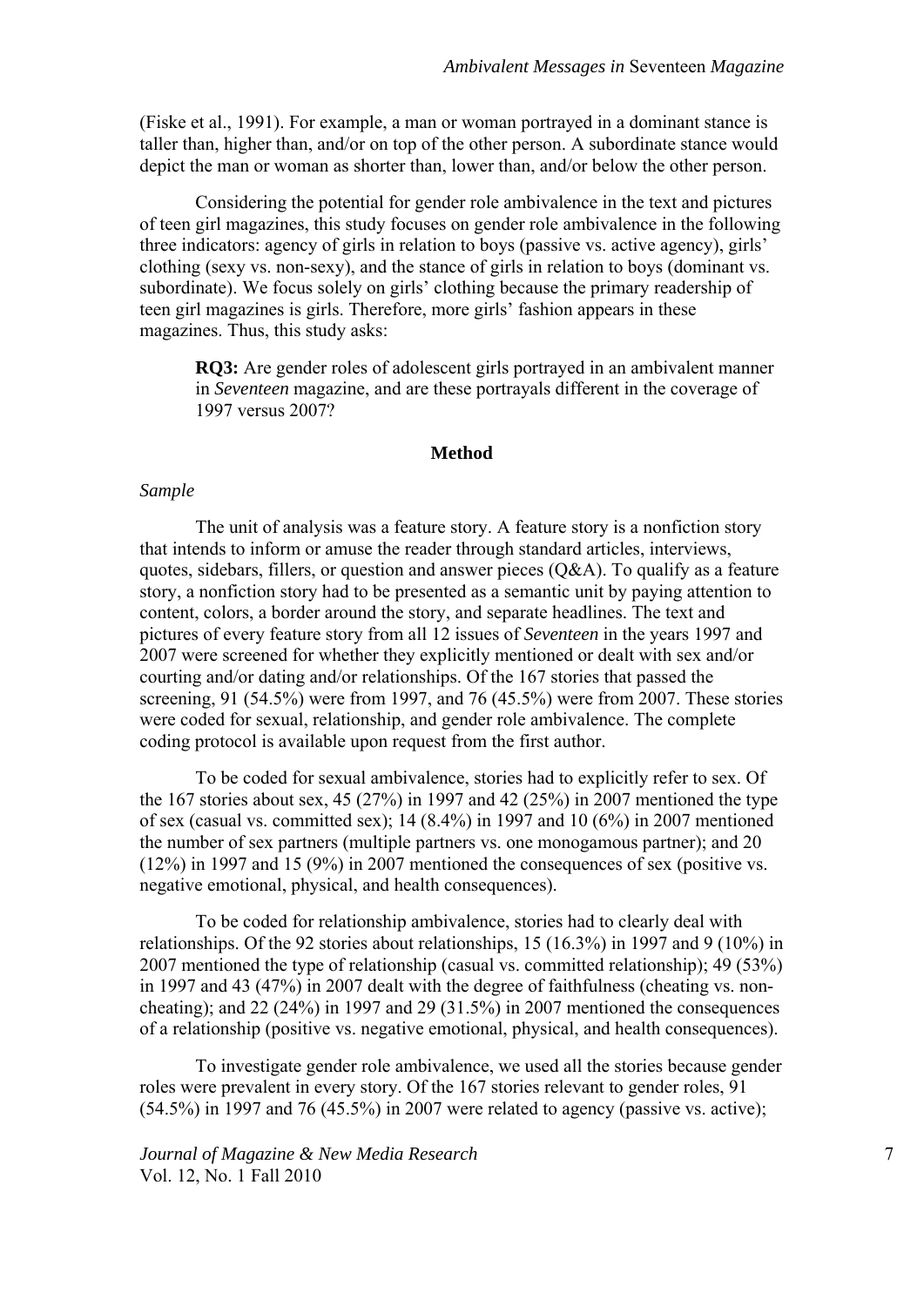(Fiske et al., 1991). For example, a man or woman portrayed in a dominant stance is taller than, higher than, and/or on top of the other person. A subordinate stance would depict the man or woman as shorter than, lower than, and/or below the other person.

Considering the potential for gender role ambivalence in the text and pictures of teen girl magazines, this study focuses on gender role ambivalence in the following three indicators: agency of girls in relation to boys (passive vs. active agency), girls' clothing (sexy vs. non-sexy), and the stance of girls in relation to boys (dominant vs. subordinate). We focus solely on girls' clothing because the primary readership of teen girl magazines is girls. Therefore, more girls' fashion appears in these magazines. Thus, this study asks:

> **RQ3:** Are gender roles of adolescent girls portrayed in an ambivalent manner in *Seventeen* magazine, and are these portrayals different in the coverage of 1997 versus 2007?

## Method

### *Sample*

The unit of analysis was a feature story. A feature story is a nonfiction story that intends to inform or amuse the reader through standard articles, interviews, quotes, sidebars, fillers, or question and answer pieces (Q&A). To qualify as a feature story, a nonfiction story had to be presented as a semantic unit by paying attention to content, colors, a border around the story, and separate headlines. The text and pictures of every feature story from all 12 issues of *Seventeen* in the years 1997 and 2007 were screened for whether they explicitly mentioned or dealt with sex and/or courting and/or dating and/or relationships. Of the 167 stories that passed the screening, 91 (54.5%) were from 1997, and 76 (45.5%) were from 2007. These stories were coded for sexual, relationship, and gender role ambivalence. The complete coding protocol is available upon request from the first author.

To be coded for sexual ambivalence, stories had to explicitly refer to sex. Of the 167 stories about sex, 45 (27%) in 1997 and 42 (25%) in 2007 mentioned the type of sex (casual vs. committed sex); 14 (8.4%) in 1997 and 10 (6%) in 2007 mentioned the number of sex partners (multiple partners vs. one monogamous partner); and 20 (12%) in 1997 and 15 (9%) in 2007 mentioned the consequences of sex (positive vs. negative emotional, physical, and health consequences).

To be coded for relationship ambivalence, stories had to clearly deal with relationships. Of the 92 stories about relationships, 15 (16.3%) in 1997 and 9 (10%) in 2007 mentioned the type of relationship (casual vs. committed relationship); 49 (53%) in 1997 and 43 (47%) in 2007 dealt with the degree of faithfulness (cheating vs. non-cheating); and 22 (24%) in 1997 and 29 (31.5%) in 2007 mentioned the consequences of a relationship (positive vs. negative emotional, physical, and health consequences).

To investigate gender role ambivalence, we used all the stories because gender roles were prevalent in every story. Of the 167 stories relevant to gender roles, 91 (54.5%) in 1997 and 76 (45.5%) in 2007 were related to agency (passive vs. active);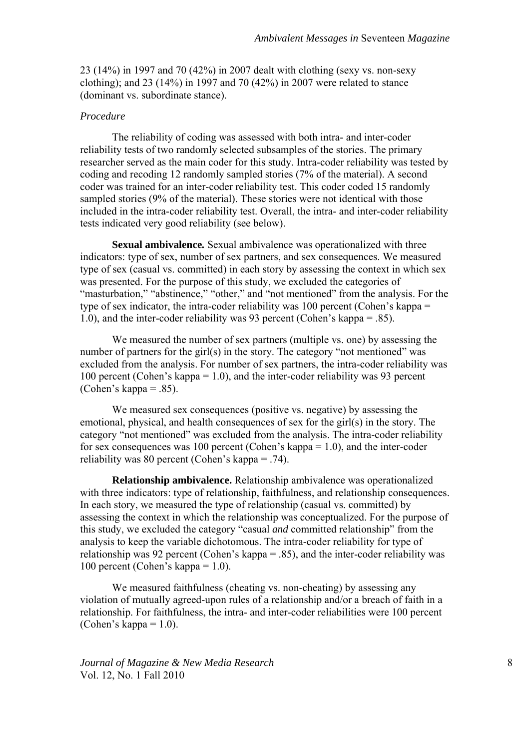23 (14%) in 1997 and 70 (42%) in 2007 dealt with clothing (sexy vs. non-sexy clothing); and 23 (14%) in 1997 and 70 (42%) in 2007 were related to stance (dominant vs. subordinate stance).

*Procedure*

The reliability of coding was assessed with both intra- and inter-coder reliability tests of two randomly selected subsamples of the stories. The primary researcher served as the main coder for this study. Intra-coder reliability was tested by coding and recoding 12 randomly sampled stories (7% of the material). A second coder was trained for an inter-coder reliability test. This coder coded 15 randomly sampled stories (9% of the material). These stories were not identical with those included in the intra-coder reliability test. Overall, the intra- and inter-coder reliability tests indicated very good reliability (see below).

**Sexual ambivalence.** Sexual ambivalence was operationalized with three indicators: type of sex, number of sex partners, and sex consequences. We measured type of sex (casual vs. committed) in each story by assessing the context in which sex was presented. For the purpose of this study, we excluded the categories of "masturbation," "abstinence," "other," and "not mentioned" from the analysis. For the type of sex indicator, the intra-coder reliability was 100 percent (Cohen's kappa = 1.0), and the inter-coder reliability was 93 percent (Cohen's kappa = .85).

We measured the number of sex partners (multiple vs. one) by assessing the number of partners for the girl(s) in the story. The category "not mentioned" was excluded from the analysis. For number of sex partners, the intra-coder reliability was 100 percent (Cohen's kappa = 1.0), and the inter-coder reliability was 93 percent (Cohen's kappa = .85).

We measured sex consequences (positive vs. negative) by assessing the emotional, physical, and health consequences of sex for the girl(s) in the story. The category "not mentioned" was excluded from the analysis. The intra-coder reliability for sex consequences was 100 percent (Cohen's kappa = 1.0), and the inter-coder reliability was 80 percent (Cohen's kappa = .74).

**Relationship ambivalence.** Relationship ambivalence was operationalized with three indicators: type of relationship, faithfulness, and relationship consequences. In each story, we measured the type of relationship (casual vs. committed) by assessing the context in which the relationship was conceptualized. For the purpose of this study, we excluded the category "casual *and* committed relationship" from the analysis to keep the variable dichotomous. The intra-coder reliability for type of relationship was 92 percent (Cohen's kappa = .85), and the inter-coder reliability was 100 percent (Cohen's kappa = 1.0).

We measured faithfulness (cheating vs. non-cheating) by assessing any violation of mutually agreed-upon rules of a relationship and/or a breach of faith in a relationship. For faithfulness, the intra- and inter-coder reliabilities were 100 percent (Cohen's kappa = 1.0).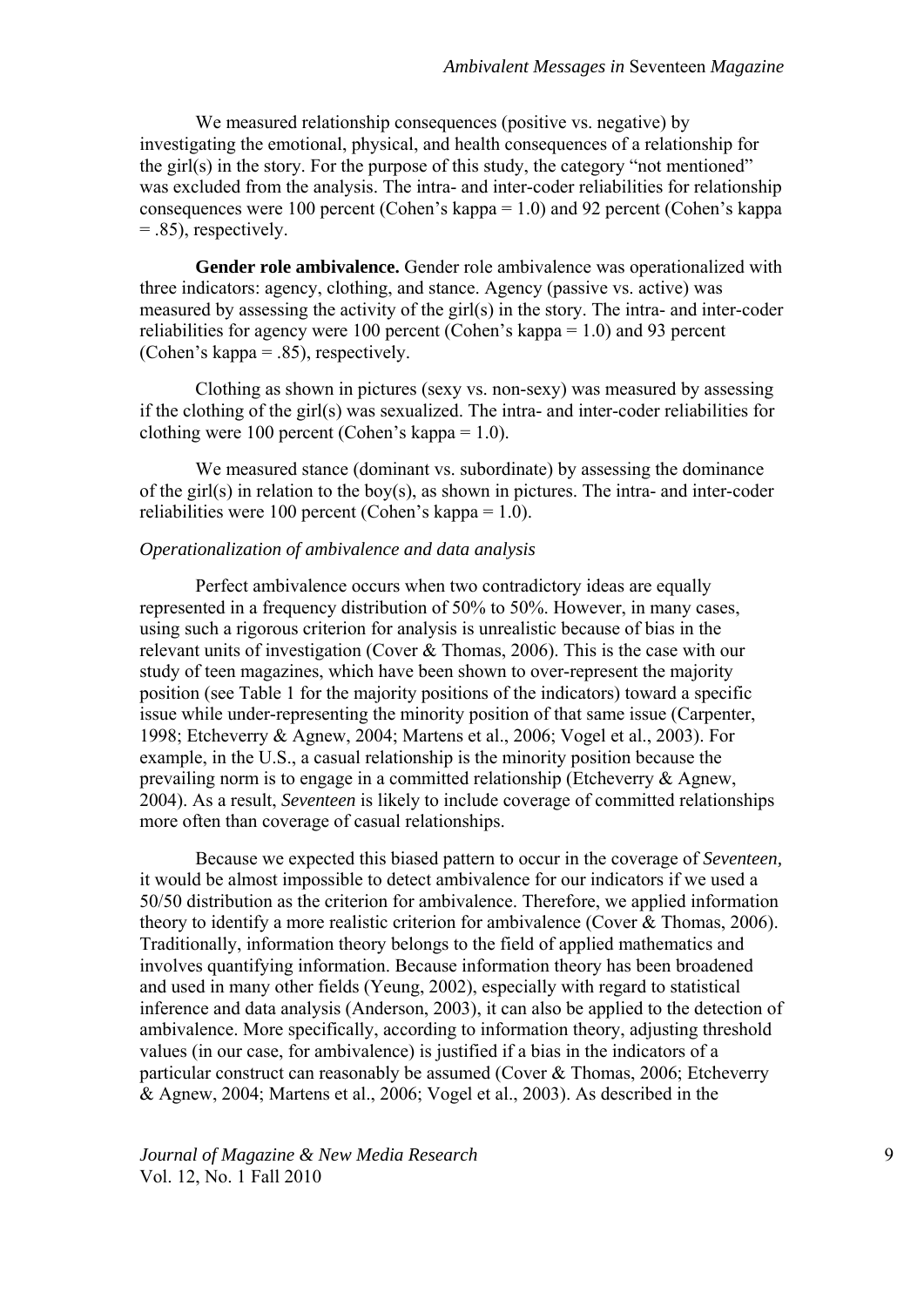We measured relationship consequences (positive vs. negative) by investigating the emotional, physical, and health consequences of a relationship for the girl(s) in the story. For the purpose of this study, the category "not mentioned" was excluded from the analysis. The intra- and inter-coder reliabilities for relationship consequences were 100 percent (Cohen's kappa = 1.0) and 92 percent (Cohen's kappa = .85), respectively.

**Gender role ambivalence.** Gender role ambivalence was operationalized with three indicators: agency, clothing, and stance. Agency (passive vs. active) was measured by assessing the activity of the girl(s) in the story. The intra- and inter-coder reliabilities for agency were 100 percent (Cohen's kappa = 1.0) and 93 percent (Cohen's kappa = .85), respectively.

Clothing as shown in pictures (sexy vs. non-sexy) was measured by assessing if the clothing of the girl(s) was sexualized. The intra- and inter-coder reliabilities for clothing were 100 percent (Cohen's kappa = 1.0).

We measured stance (dominant vs. subordinate) by assessing the dominance of the girl(s) in relation to the boy(s), as shown in pictures. The intra- and inter-coder reliabilities were 100 percent (Cohen's kappa = 1.0).

*Operationalization of ambivalence and data analysis*

Perfect ambivalence occurs when two contradictory ideas are equally represented in a frequency distribution of 50% to 50%. However, in many cases, using such a rigorous criterion for analysis is unrealistic because of bias in the relevant units of investigation (Cover & Thomas, 2006). This is the case with our study of teen magazines, which have been shown to over-represent the majority position (see Table 1 for the majority positions of the indicators) toward a specific issue while under-representing the minority position of that same issue (Carpenter, 1998; Etcheverry & Agnew, 2004; Martens et al., 2006; Vogel et al., 2003). For example, in the U.S., a casual relationship is the minority position because the prevailing norm is to engage in a committed relationship (Etcheverry & Agnew, 2004). As a result, *Seventeen* is likely to include coverage of committed relationships more often than coverage of casual relationships.

Because we expected this biased pattern to occur in the coverage of *Seventeen,* it would be almost impossible to detect ambivalence for our indicators if we used a 50/50 distribution as the criterion for ambivalence. Therefore, we applied information theory to identify a more realistic criterion for ambivalence (Cover & Thomas, 2006). Traditionally, information theory belongs to the field of applied mathematics and involves quantifying information. Because information theory has been broadened and used in many other fields (Yeung, 2002), especially with regard to statistical inference and data analysis (Anderson, 2003), it can also be applied to the detection of ambivalence. More specifically, according to information theory, adjusting threshold values (in our case, for ambivalence) is justified if a bias in the indicators of a particular construct can reasonably be assumed (Cover & Thomas, 2006; Etcheverry & Agnew, 2004; Martens et al., 2006; Vogel et al., 2003). As described in the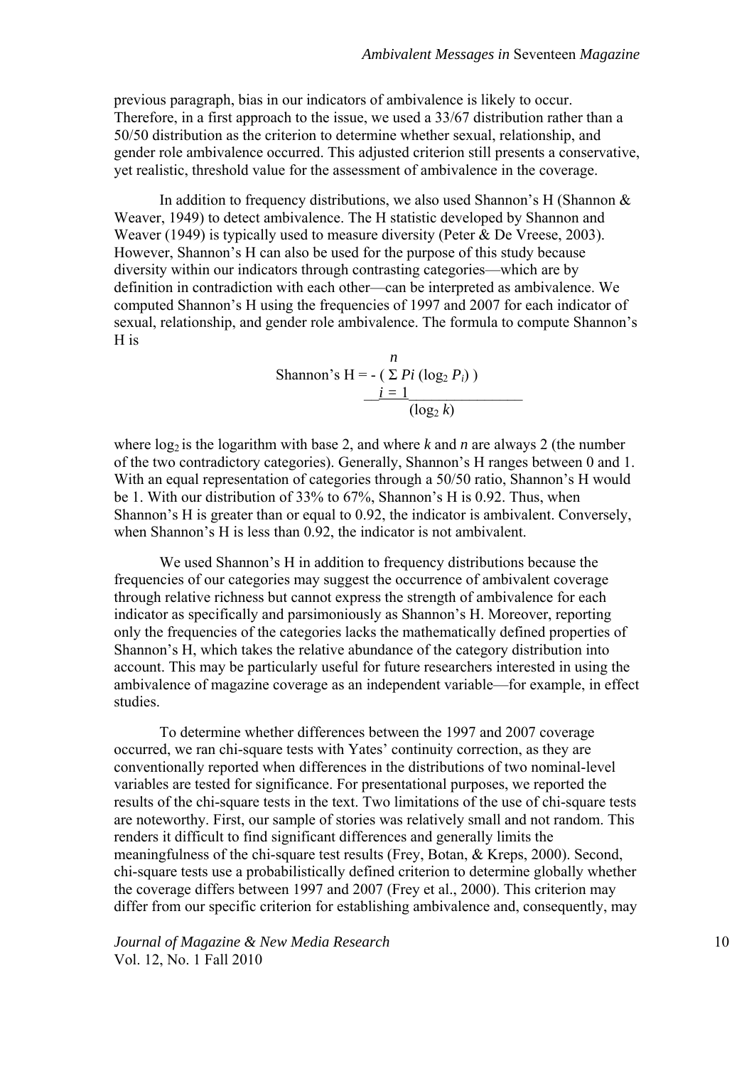previous paragraph, bias in our indicators of ambivalence is likely to occur. Therefore, in a first approach to the issue, we used a 33/67 distribution rather than a 50/50 distribution as the criterion to determine whether sexual, relationship, and gender role ambivalence occurred. This adjusted criterion still presents a conservative, yet realistic, threshold value for the assessment of ambivalence in the coverage.

In addition to frequency distributions, we also used Shannon's H (Shannon & Weaver, 1949) to detect ambivalence. The H statistic developed by Shannon and Weaver (1949) is typically used to measure diversity (Peter & De Vreese, 2003). However, Shannon's H can also be used for the purpose of this study because diversity within our indicators through contrasting categories—which are by definition in contradiction with each other—can be interpreted as ambivalence. We computed Shannon's H using the frequencies of 1997 and 2007 for each indicator of sexual, relationship, and gender role ambivalence. The formula to compute Shannon's H is

$$\text{Shannon's H} = \frac{-\left( \sum_{i=1}^{n} P_i (\log_2 P_i) \right)}{(\log_2 k)}$$

where $\log_2$ is the logarithm with base 2, and where $k$ and $n$ are always 2 (the number of the two contradictory categories). Generally, Shannon's H ranges between 0 and 1. With an equal representation of categories through a 50/50 ratio, Shannon's H would be 1. With our distribution of 33% to 67%, Shannon's H is 0.92. Thus, when Shannon's H is greater than or equal to 0.92, the indicator is ambivalent. Conversely, when Shannon's H is less than 0.92, the indicator is not ambivalent.

We used Shannon's H in addition to frequency distributions because the frequencies of our categories may suggest the occurrence of ambivalent coverage through relative richness but cannot express the strength of ambivalence for each indicator as specifically and parsimoniously as Shannon's H. Moreover, reporting only the frequencies of the categories lacks the mathematically defined properties of Shannon's H, which takes the relative abundance of the category distribution into account. This may be particularly useful for future researchers interested in using the ambivalence of magazine coverage as an independent variable—for example, in effect studies.

To determine whether differences between the 1997 and 2007 coverage occurred, we ran chi-square tests with Yates' continuity correction, as they are conventionally reported when differences in the distributions of two nominal-level variables are tested for significance. For presentational purposes, we reported the results of the chi-square tests in the text. Two limitations of the use of chi-square tests are noteworthy. First, our sample of stories was relatively small and not random. This renders it difficult to find significant differences and generally limits the meaningfulness of the chi-square test results (Frey, Botan, & Kreps, 2000). Second, chi-square tests use a probabilistically defined criterion to determine globally whether the coverage differs between 1997 and 2007 (Frey et al., 2000). This criterion may differ from our specific criterion for establishing ambivalence and, consequently, may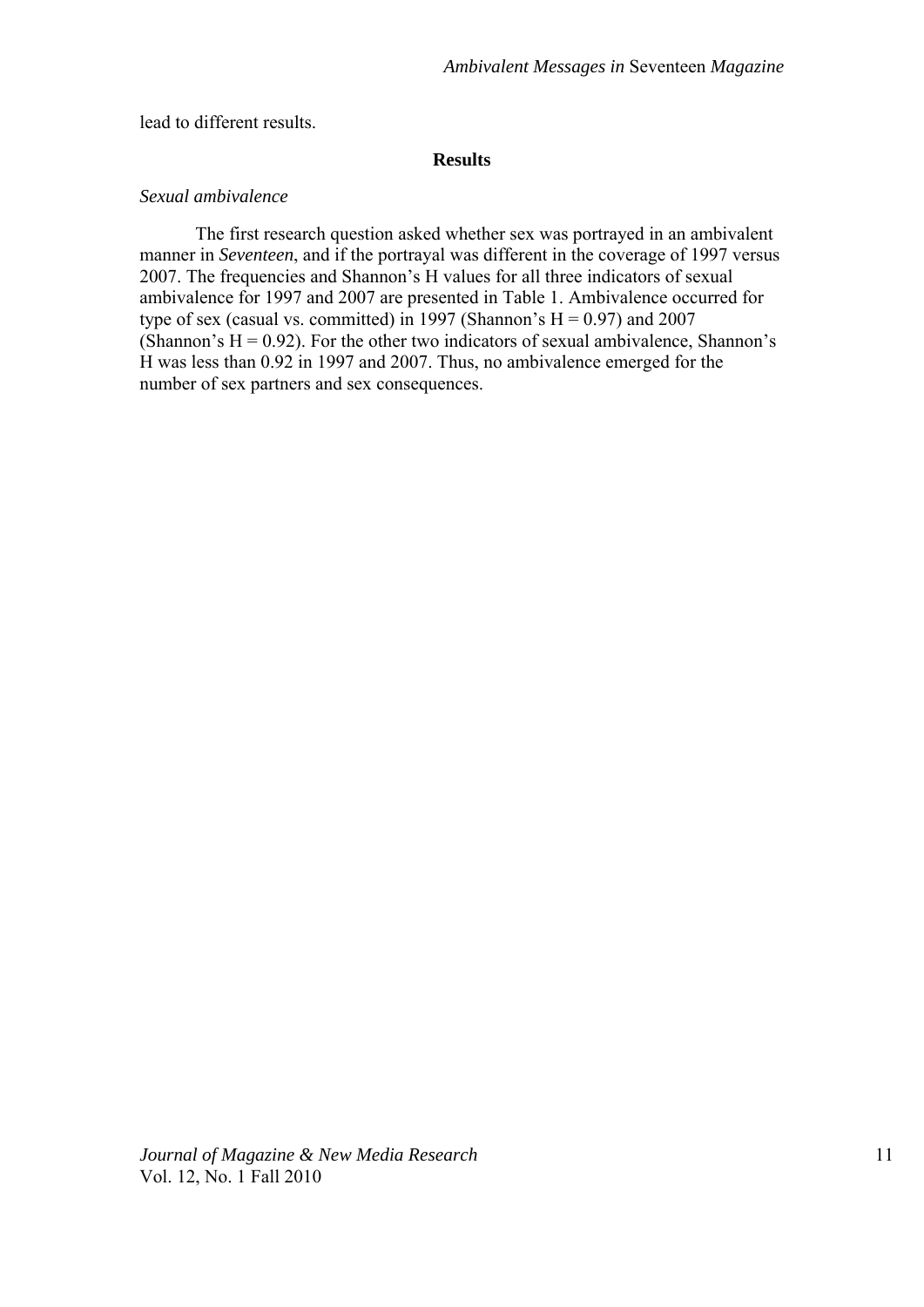lead to different results.

## Results

*Sexual ambivalence*

The first research question asked whether sex was portrayed in an ambivalent manner in *Seventeen*, and if the portrayal was different in the coverage of 1997 versus 2007. The frequencies and Shannon's H values for all three indicators of sexual ambivalence for 1997 and 2007 are presented in Table 1. Ambivalence occurred for type of sex (casual vs. committed) in 1997 (Shannon's $H = 0.97$) and 2007 (Shannon's $H = 0.92$). For the other two indicators of sexual ambivalence, Shannon's H was less than 0.92 in 1997 and 2007. Thus, no ambivalence emerged for the number of sex partners and sex consequences.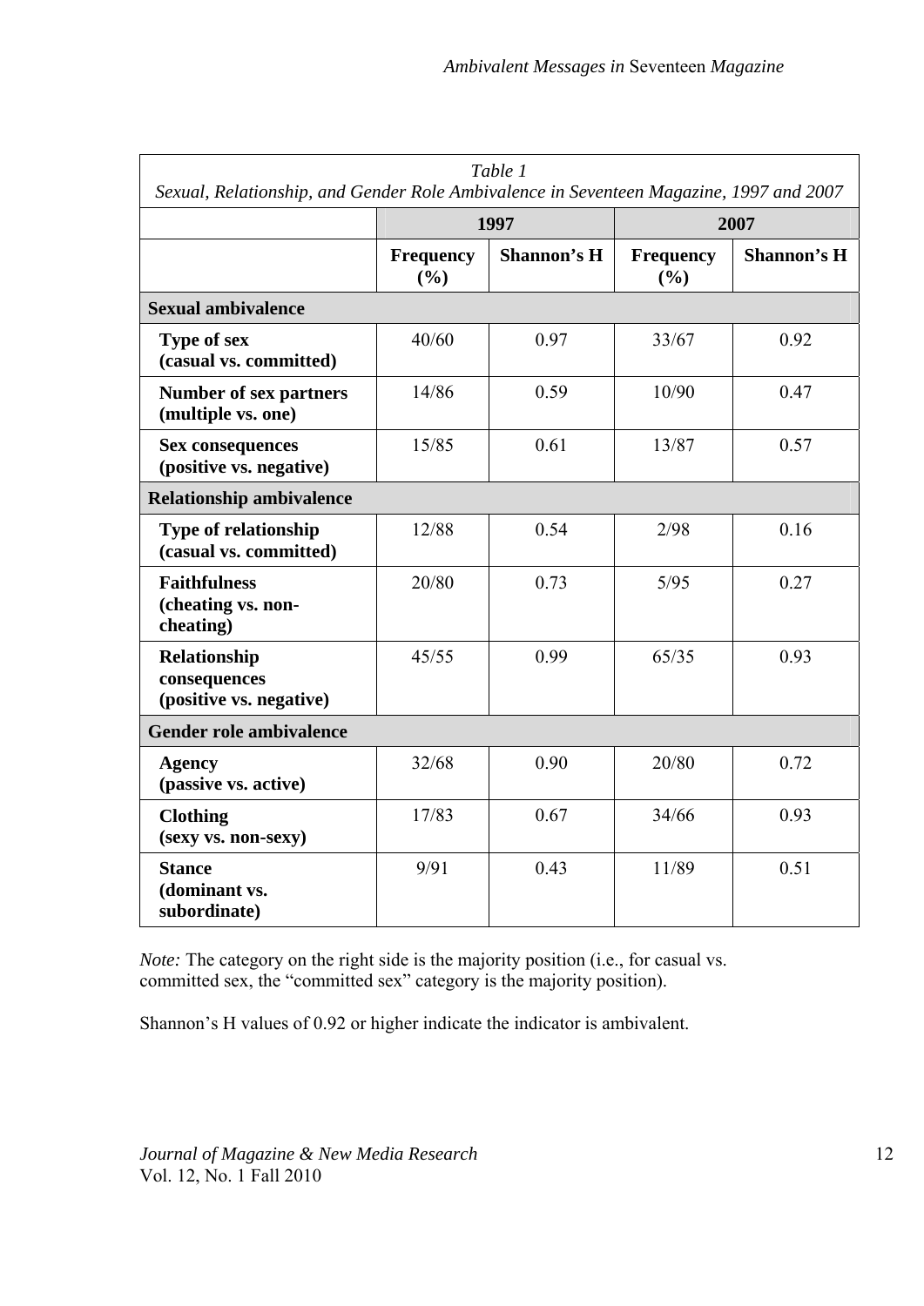*Table 1*
*Sexual, Relationship, and Gender Role Ambivalence in Seventeen Magazine, 1997 and 2007*

| | 1997 | | 2007 | |
|---|---|---|---|---|
| | **Frequency (%)** | **Shannon's H** | **Frequency (%)** | **Shannon's H** |
| **Sexual ambivalence** | | | | |
| **Type of sex (casual vs. committed)** | 40/60 | 0.97 | 33/67 | 0.92 |
| **Number of sex partners (multiple vs. one)** | 14/86 | 0.59 | 10/90 | 0.47 |
| **Sex consequences (positive vs. negative)** | 15/85 | 0.61 | 13/87 | 0.57 |
| **Relationship ambivalence** | | | | |
| **Type of relationship (casual vs. committed)** | 12/88 | 0.54 | 2/98 | 0.16 |
| **Faithfulness (cheating vs. non-cheating)** | 20/80 | 0.73 | 5/95 | 0.27 |
| **Relationship consequences (positive vs. negative)** | 45/55 | 0.99 | 65/35 | 0.93 |
| **Gender role ambivalence** | | | | |
| **Agency (passive vs. active)** | 32/68 | 0.90 | 20/80 | 0.72 |
| **Clothing (sexy vs. non-sexy)** | 17/83 | 0.67 | 34/66 | 0.93 |
| **Stance (dominant vs. subordinate)** | 9/91 | 0.43 | 11/89 | 0.51 |

*Note:* The category on the right side is the majority position (i.e., for casual vs. committed sex, the "committed sex" category is the majority position).

Shannon's H values of 0.92 or higher indicate the indicator is ambivalent.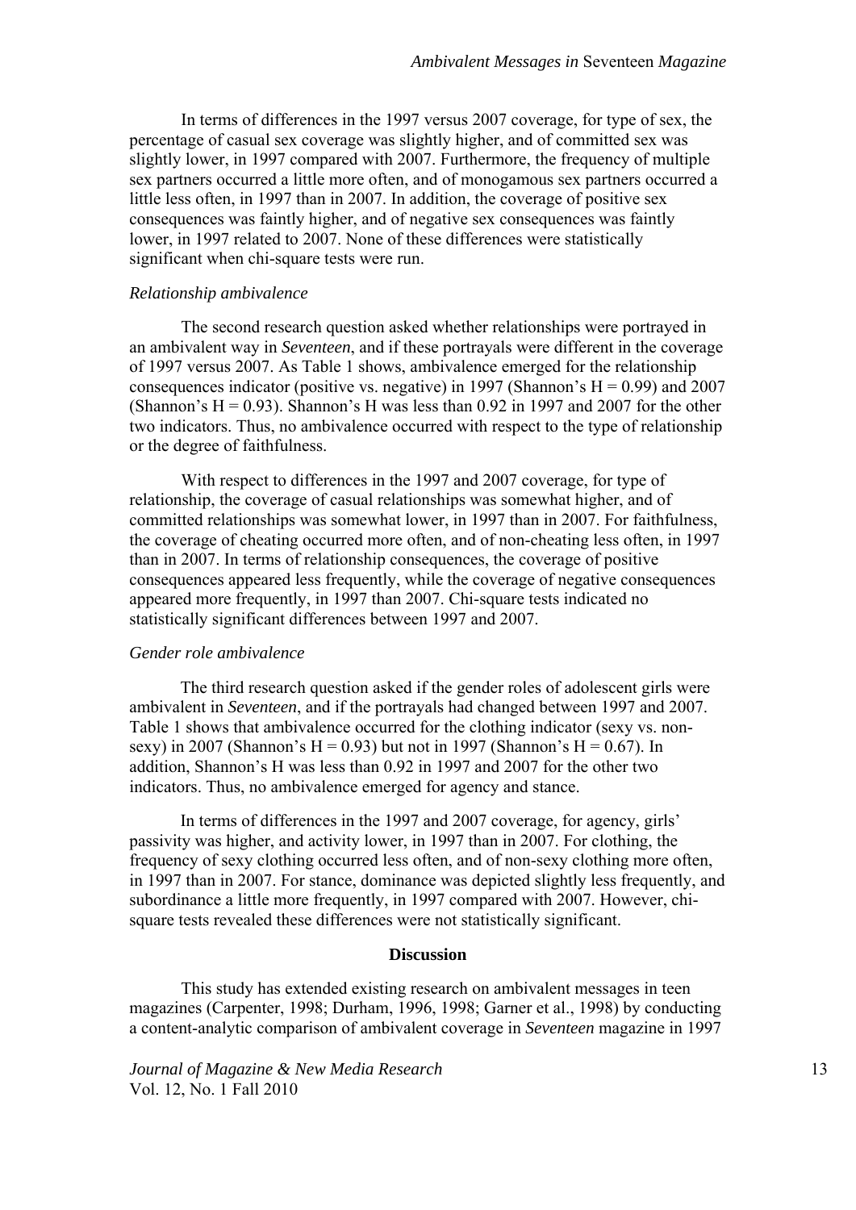In terms of differences in the 1997 versus 2007 coverage, for type of sex, the percentage of casual sex coverage was slightly higher, and of committed sex was slightly lower, in 1997 compared with 2007. Furthermore, the frequency of multiple sex partners occurred a little more often, and of monogamous sex partners occurred a little less often, in 1997 than in 2007. In addition, the coverage of positive sex consequences was faintly higher, and of negative sex consequences was faintly lower, in 1997 related to 2007. None of these differences were statistically significant when chi-square tests were run.

*Relationship ambivalence*

The second research question asked whether relationships were portrayed in an ambivalent way in *Seventeen*, and if these portrayals were different in the coverage of 1997 versus 2007. As Table 1 shows, ambivalence emerged for the relationship consequences indicator (positive vs. negative) in 1997 (Shannon's H = 0.99) and 2007 (Shannon's H = 0.93). Shannon's H was less than 0.92 in 1997 and 2007 for the other two indicators. Thus, no ambivalence occurred with respect to the type of relationship or the degree of faithfulness.

With respect to differences in the 1997 and 2007 coverage, for type of relationship, the coverage of casual relationships was somewhat higher, and of committed relationships was somewhat lower, in 1997 than in 2007. For faithfulness, the coverage of cheating occurred more often, and of non-cheating less often, in 1997 than in 2007. In terms of relationship consequences, the coverage of positive consequences appeared less frequently, while the coverage of negative consequences appeared more frequently, in 1997 than 2007. Chi-square tests indicated no statistically significant differences between 1997 and 2007.

*Gender role ambivalence*

The third research question asked if the gender roles of adolescent girls were ambivalent in *Seventeen*, and if the portrayals had changed between 1997 and 2007. Table 1 shows that ambivalence occurred for the clothing indicator (sexy vs. non-sexy) in 2007 (Shannon's H = 0.93) but not in 1997 (Shannon's H = 0.67). In addition, Shannon's H was less than 0.92 in 1997 and 2007 for the other two indicators. Thus, no ambivalence emerged for agency and stance.

In terms of differences in the 1997 and 2007 coverage, for agency, girls' passivity was higher, and activity lower, in 1997 than in 2007. For clothing, the frequency of sexy clothing occurred less often, and of non-sexy clothing more often, in 1997 than in 2007. For stance, dominance was depicted slightly less frequently, and subordinance a little more frequently, in 1997 compared with 2007. However, chi-square tests revealed these differences were not statistically significant.

## Discussion

This study has extended existing research on ambivalent messages in teen magazines (Carpenter, 1998; Durham, 1996, 1998; Garner et al., 1998) by conducting a content-analytic comparison of ambivalent coverage in *Seventeen* magazine in 1997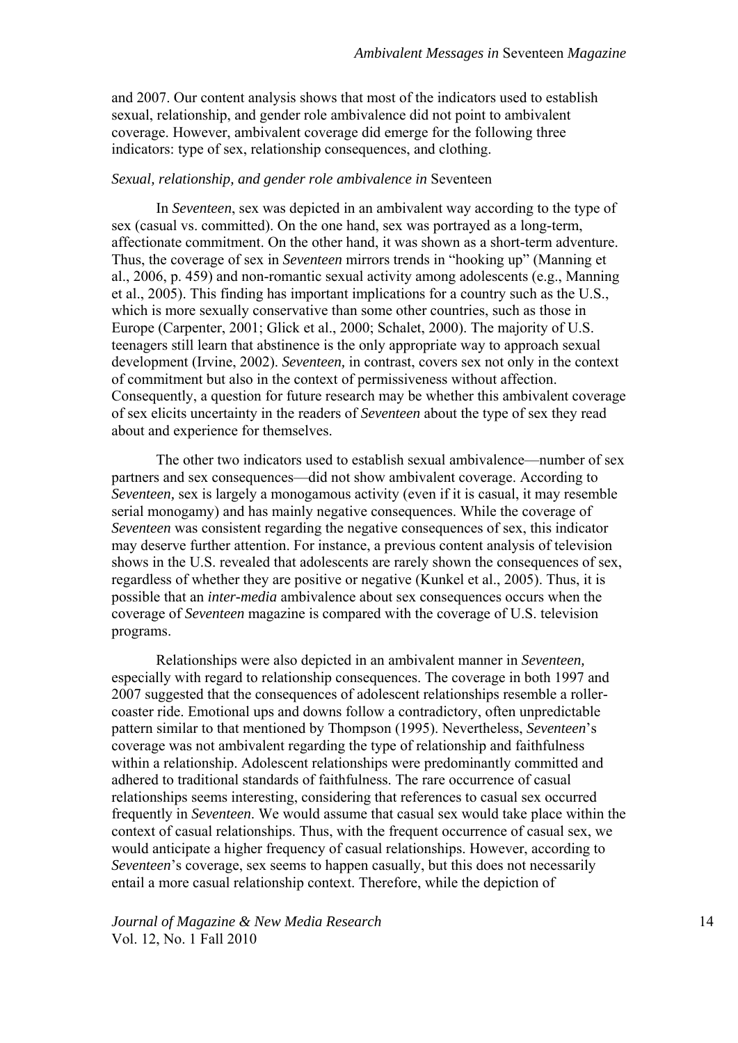and 2007. Our content analysis shows that most of the indicators used to establish sexual, relationship, and gender role ambivalence did not point to ambivalent coverage. However, ambivalent coverage did emerge for the following three indicators: type of sex, relationship consequences, and clothing.

### *Sexual, relationship, and gender role ambivalence in* Seventeen

In *Seventeen*, sex was depicted in an ambivalent way according to the type of sex (casual vs. committed). On the one hand, sex was portrayed as a long-term, affectionate commitment. On the other hand, it was shown as a short-term adventure. Thus, the coverage of sex in *Seventeen* mirrors trends in "hooking up" (Manning et al., 2006, p. 459) and non-romantic sexual activity among adolescents (e.g., Manning et al., 2005). This finding has important implications for a country such as the U.S., which is more sexually conservative than some other countries, such as those in Europe (Carpenter, 2001; Glick et al., 2000; Schalet, 2000). The majority of U.S. teenagers still learn that abstinence is the only appropriate way to approach sexual development (Irvine, 2002). *Seventeen,* in contrast, covers sex not only in the context of commitment but also in the context of permissiveness without affection. Consequently, a question for future research may be whether this ambivalent coverage of sex elicits uncertainty in the readers of *Seventeen* about the type of sex they read about and experience for themselves.

The other two indicators used to establish sexual ambivalence—number of sex partners and sex consequences—did not show ambivalent coverage. According to *Seventeen,* sex is largely a monogamous activity (even if it is casual, it may resemble serial monogamy) and has mainly negative consequences. While the coverage of *Seventeen* was consistent regarding the negative consequences of sex, this indicator may deserve further attention. For instance, a previous content analysis of television shows in the U.S. revealed that adolescents are rarely shown the consequences of sex, regardless of whether they are positive or negative (Kunkel et al., 2005). Thus, it is possible that an *inter-media* ambivalence about sex consequences occurs when the coverage of *Seventeen* magazine is compared with the coverage of U.S. television programs.

Relationships were also depicted in an ambivalent manner in *Seventeen,* especially with regard to relationship consequences. The coverage in both 1997 and 2007 suggested that the consequences of adolescent relationships resemble a roller-coaster ride. Emotional ups and downs follow a contradictory, often unpredictable pattern similar to that mentioned by Thompson (1995). Nevertheless, *Seventeen*'s coverage was not ambivalent regarding the type of relationship and faithfulness within a relationship. Adolescent relationships were predominantly committed and adhered to traditional standards of faithfulness. The rare occurrence of casual relationships seems interesting, considering that references to casual sex occurred frequently in *Seventeen*. We would assume that casual sex would take place within the context of casual relationships. Thus, with the frequent occurrence of casual sex, we would anticipate a higher frequency of casual relationships. However, according to *Seventeen*'s coverage, sex seems to happen casually, but this does not necessarily entail a more casual relationship context. Therefore, while the depiction of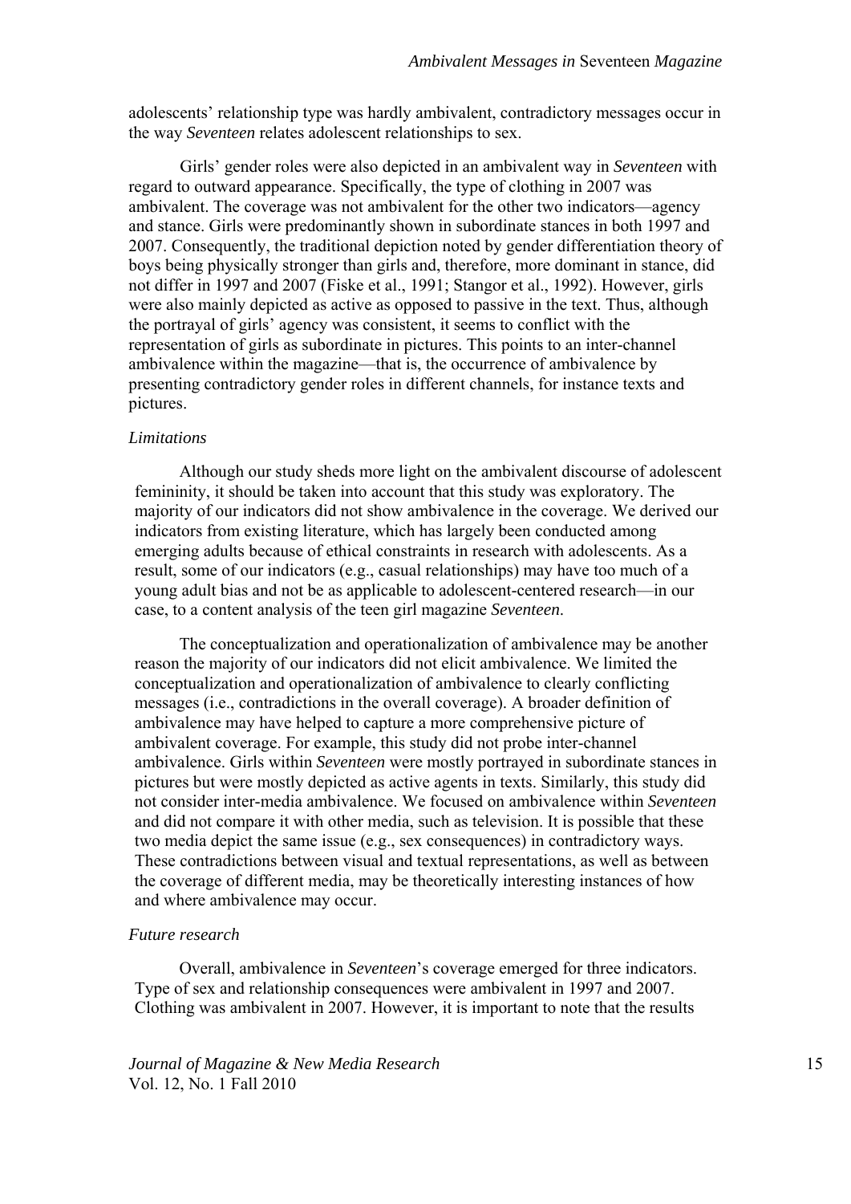adolescents' relationship type was hardly ambivalent, contradictory messages occur in the way *Seventeen* relates adolescent relationships to sex.

Girls' gender roles were also depicted in an ambivalent way in *Seventeen* with regard to outward appearance. Specifically, the type of clothing in 2007 was ambivalent. The coverage was not ambivalent for the other two indicators—agency and stance. Girls were predominantly shown in subordinate stances in both 1997 and 2007. Consequently, the traditional depiction noted by gender differentiation theory of boys being physically stronger than girls and, therefore, more dominant in stance, did not differ in 1997 and 2007 (Fiske et al., 1991; Stangor et al., 1992). However, girls were also mainly depicted as active as opposed to passive in the text. Thus, although the portrayal of girls' agency was consistent, it seems to conflict with the representation of girls as subordinate in pictures. This points to an inter-channel ambivalence within the magazine—that is, the occurrence of ambivalence by presenting contradictory gender roles in different channels, for instance texts and pictures.

### *Limitations*

Although our study sheds more light on the ambivalent discourse of adolescent femininity, it should be taken into account that this study was exploratory. The majority of our indicators did not show ambivalence in the coverage. We derived our indicators from existing literature, which has largely been conducted among emerging adults because of ethical constraints in research with adolescents. As a result, some of our indicators (e.g., casual relationships) may have too much of a young adult bias and not be as applicable to adolescent-centered research—in our case, to a content analysis of the teen girl magazine *Seventeen*.

The conceptualization and operationalization of ambivalence may be another reason the majority of our indicators did not elicit ambivalence. We limited the conceptualization and operationalization of ambivalence to clearly conflicting messages (i.e., contradictions in the overall coverage). A broader definition of ambivalence may have helped to capture a more comprehensive picture of ambivalent coverage. For example, this study did not probe inter-channel ambivalence. Girls within *Seventeen* were mostly portrayed in subordinate stances in pictures but were mostly depicted as active agents in texts. Similarly, this study did not consider inter-media ambivalence. We focused on ambivalence within *Seventeen* and did not compare it with other media, such as television. It is possible that these two media depict the same issue (e.g., sex consequences) in contradictory ways. These contradictions between visual and textual representations, as well as between the coverage of different media, may be theoretically interesting instances of how and where ambivalence may occur.

### *Future research*

Overall, ambivalence in *Seventeen*'s coverage emerged for three indicators. Type of sex and relationship consequences were ambivalent in 1997 and 2007. Clothing was ambivalent in 2007. However, it is important to note that the results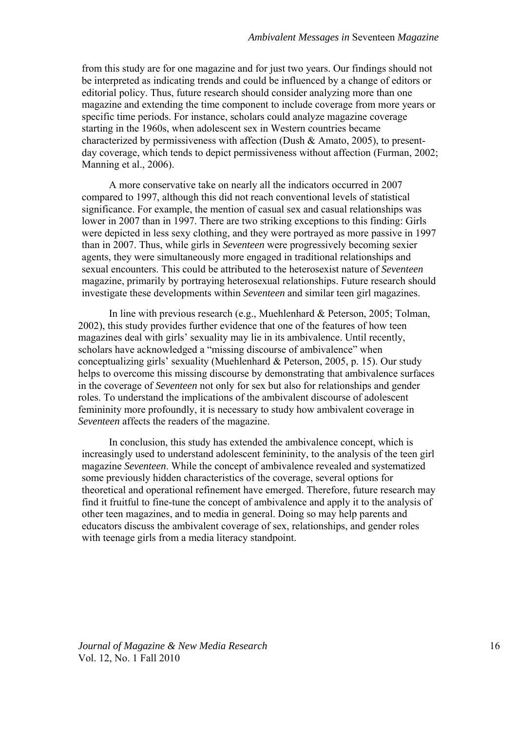from this study are for one magazine and for just two years. Our findings should not be interpreted as indicating trends and could be influenced by a change of editors or editorial policy. Thus, future research should consider analyzing more than one magazine and extending the time component to include coverage from more years or specific time periods. For instance, scholars could analyze magazine coverage starting in the 1960s, when adolescent sex in Western countries became characterized by permissiveness with affection (Dush & Amato, 2005), to present-day coverage, which tends to depict permissiveness without affection (Furman, 2002; Manning et al., 2006).

A more conservative take on nearly all the indicators occurred in 2007 compared to 1997, although this did not reach conventional levels of statistical significance. For example, the mention of casual sex and casual relationships was lower in 2007 than in 1997. There are two striking exceptions to this finding: Girls were depicted in less sexy clothing, and they were portrayed as more passive in 1997 than in 2007. Thus, while girls in *Seventeen* were progressively becoming sexier agents, they were simultaneously more engaged in traditional relationships and sexual encounters. This could be attributed to the heterosexist nature of *Seventeen* magazine, primarily by portraying heterosexual relationships. Future research should investigate these developments within *Seventeen* and similar teen girl magazines.

In line with previous research (e.g., Muehlenhard & Peterson, 2005; Tolman, 2002), this study provides further evidence that one of the features of how teen magazines deal with girls' sexuality may lie in its ambivalence. Until recently, scholars have acknowledged a "missing discourse of ambivalence" when conceptualizing girls' sexuality (Muehlenhard & Peterson, 2005, p. 15). Our study helps to overcome this missing discourse by demonstrating that ambivalence surfaces in the coverage of *Seventeen* not only for sex but also for relationships and gender roles. To understand the implications of the ambivalent discourse of adolescent femininity more profoundly, it is necessary to study how ambivalent coverage in *Seventeen* affects the readers of the magazine.

In conclusion, this study has extended the ambivalence concept, which is increasingly used to understand adolescent femininity, to the analysis of the teen girl magazine *Seventeen*. While the concept of ambivalence revealed and systematized some previously hidden characteristics of the coverage, several options for theoretical and operational refinement have emerged. Therefore, future research may find it fruitful to fine-tune the concept of ambivalence and apply it to the analysis of other teen magazines, and to media in general. Doing so may help parents and educators discuss the ambivalent coverage of sex, relationships, and gender roles with teenage girls from a media literacy standpoint.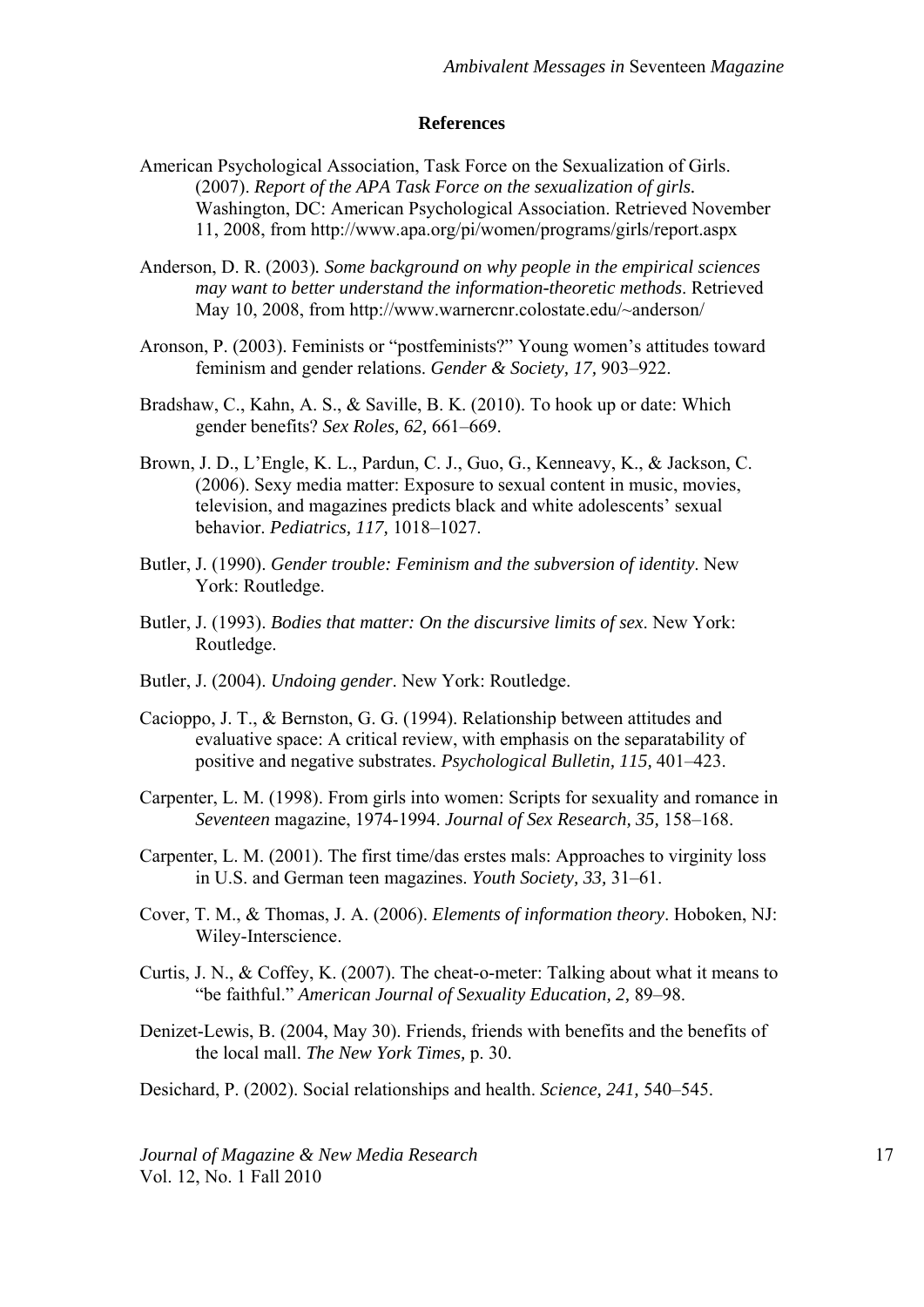## References

American Psychological Association, Task Force on the Sexualization of Girls. (2007). *Report of the APA Task Force on the sexualization of girls*. Washington, DC: American Psychological Association. Retrieved November 11, 2008, from http://www.apa.org/pi/women/programs/girls/report.aspx

Anderson, D. R. (2003). *Some background on why people in the empirical sciences may want to better understand the information-theoretic methods*. Retrieved May 10, 2008, from http://www.warnercnr.colostate.edu/~anderson/

Aronson, P. (2003). Feminists or "postfeminists?" Young women's attitudes toward feminism and gender relations. *Gender & Society, 17,* 903–922.

Bradshaw, C., Kahn, A. S., & Saville, B. K. (2010). To hook up or date: Which gender benefits? *Sex Roles, 62,* 661–669.

Brown, J. D., L'Engle, K. L., Pardun, C. J., Guo, G., Kenneavy, K., & Jackson, C. (2006). Sexy media matter: Exposure to sexual content in music, movies, television, and magazines predicts black and white adolescents' sexual behavior. *Pediatrics, 117,* 1018–1027.

Butler, J. (1990). *Gender trouble: Feminism and the subversion of identity*. New York: Routledge.

Butler, J. (1993). *Bodies that matter: On the discursive limits of sex*. New York: Routledge.

Butler, J. (2004). *Undoing gender*. New York: Routledge.

Cacioppo, J. T., & Bernston, G. G. (1994). Relationship between attitudes and evaluative space: A critical review, with emphasis on the separatability of positive and negative substrates. *Psychological Bulletin, 115,* 401–423.

Carpenter, L. M. (1998). From girls into women: Scripts for sexuality and romance in *Seventeen* magazine, 1974-1994. *Journal of Sex Research, 35,* 158–168.

Carpenter, L. M. (2001). The first time/das erstes mals: Approaches to virginity loss in U.S. and German teen magazines. *Youth Society, 33,* 31–61.

Cover, T. M., & Thomas, J. A. (2006). *Elements of information theory*. Hoboken, NJ: Wiley-Interscience.

Curtis, J. N., & Coffey, K. (2007). The cheat-o-meter: Talking about what it means to "be faithful." *American Journal of Sexuality Education, 2,* 89–98.

Denizet-Lewis, B. (2004, May 30). Friends, friends with benefits and the benefits of the local mall. *The New York Times,* p. 30.

Desichard, P. (2002). Social relationships and health. *Science, 241,* 540–545.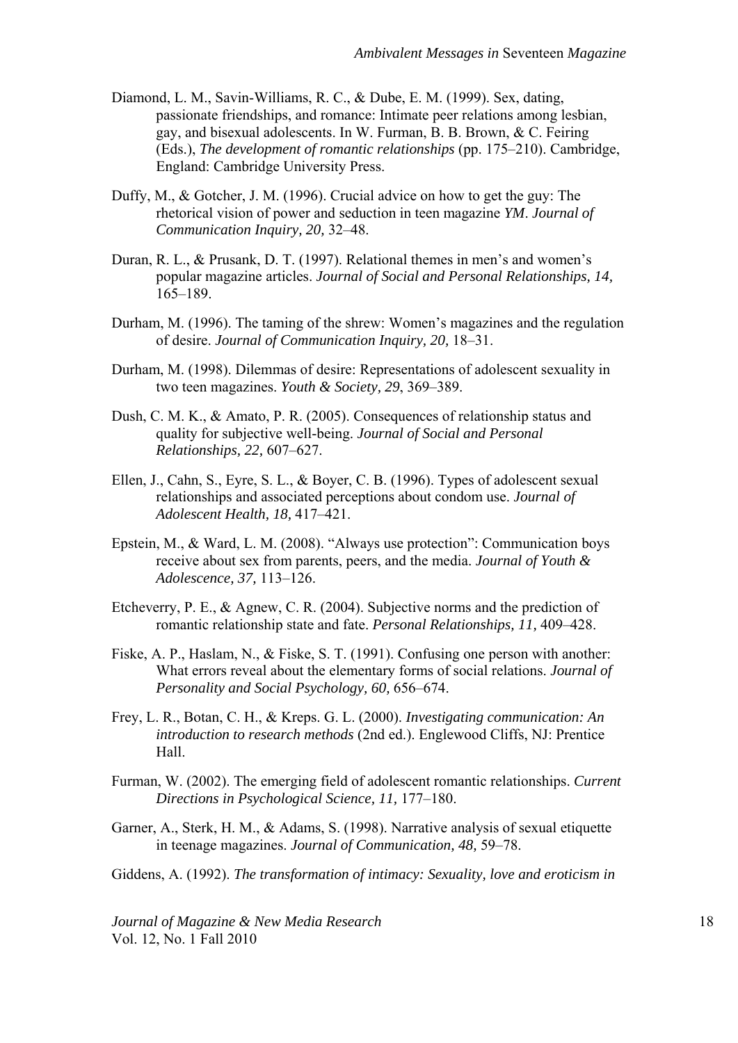Diamond, L. M., Savin-Williams, R. C., & Dube, E. M. (1999). Sex, dating, passionate friendships, and romance: Intimate peer relations among lesbian, gay, and bisexual adolescents. In W. Furman, B. B. Brown, & C. Feiring (Eds.), *The development of romantic relationships* (pp. 175–210). Cambridge, England: Cambridge University Press.

Duffy, M., & Gotcher, J. M. (1996). Crucial advice on how to get the guy: The rhetorical vision of power and seduction in teen magazine *YM*. *Journal of Communication Inquiry, 20,* 32–48.

Duran, R. L., & Prusank, D. T. (1997). Relational themes in men's and women's popular magazine articles. *Journal of Social and Personal Relationships, 14,* 165–189.

Durham, M. (1996). The taming of the shrew: Women's magazines and the regulation of desire. *Journal of Communication Inquiry, 20,* 18–31.

Durham, M. (1998). Dilemmas of desire: Representations of adolescent sexuality in two teen magazines. *Youth & Society, 29*, 369–389.

Dush, C. M. K., & Amato, P. R. (2005). Consequences of relationship status and quality for subjective well-being. *Journal of Social and Personal Relationships, 22,* 607–627.

Ellen, J., Cahn, S., Eyre, S. L., & Boyer, C. B. (1996). Types of adolescent sexual relationships and associated perceptions about condom use. *Journal of Adolescent Health, 18,* 417–421.

Epstein, M., & Ward, L. M. (2008). "Always use protection": Communication boys receive about sex from parents, peers, and the media. *Journal of Youth & Adolescence, 37,* 113–126.

Etcheverry, P. E., & Agnew, C. R. (2004). Subjective norms and the prediction of romantic relationship state and fate. *Personal Relationships, 11,* 409–428.

Fiske, A. P., Haslam, N., & Fiske, S. T. (1991). Confusing one person with another: What errors reveal about the elementary forms of social relations. *Journal of Personality and Social Psychology, 60,* 656–674.

Frey, L. R., Botan, C. H., & Kreps. G. L. (2000). *Investigating communication: An introduction to research methods* (2nd ed.). Englewood Cliffs, NJ: Prentice Hall.

Furman, W. (2002). The emerging field of adolescent romantic relationships. *Current Directions in Psychological Science, 11,* 177–180.

Garner, A., Sterk, H. M., & Adams, S. (1998). Narrative analysis of sexual etiquette in teenage magazines. *Journal of Communication, 48,* 59–78.

Giddens, A. (1992). *The transformation of intimacy: Sexuality, love and eroticism in*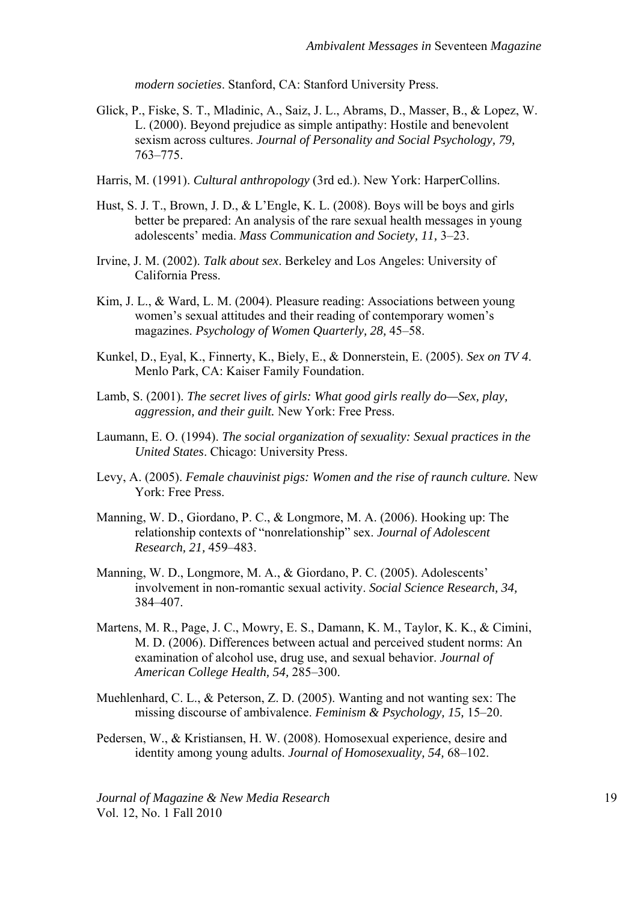*modern societies*. Stanford, CA: Stanford University Press.

Glick, P., Fiske, S. T., Mladinic, A., Saiz, J. L., Abrams, D., Masser, B., & Lopez, W. L. (2000). Beyond prejudice as simple antipathy: Hostile and benevolent sexism across cultures. *Journal of Personality and Social Psychology, 79,* 763–775.

Harris, M. (1991). *Cultural anthropology* (3rd ed.). New York: HarperCollins.

Hust, S. J. T., Brown, J. D., & L'Engle, K. L. (2008). Boys will be boys and girls better be prepared: An analysis of the rare sexual health messages in young adolescents' media. *Mass Communication and Society, 11,* 3–23.

Irvine, J. M. (2002). *Talk about sex*. Berkeley and Los Angeles: University of California Press.

Kim, J. L., & Ward, L. M. (2004). Pleasure reading: Associations between young women's sexual attitudes and their reading of contemporary women's magazines. *Psychology of Women Quarterly, 28,* 45–58.

Kunkel, D., Eyal, K., Finnerty, K., Biely, E., & Donnerstein, E. (2005). *Sex on TV 4*. Menlo Park, CA: Kaiser Family Foundation.

Lamb, S. (2001). *The secret lives of girls: What good girls really do—Sex, play, aggression, and their guilt.* New York: Free Press.

Laumann, E. O. (1994). *The social organization of sexuality: Sexual practices in the United States*. Chicago: University Press.

Levy, A. (2005). *Female chauvinist pigs: Women and the rise of raunch culture.* New York: Free Press.

Manning, W. D., Giordano, P. C., & Longmore, M. A. (2006). Hooking up: The relationship contexts of "nonrelationship" sex. *Journal of Adolescent Research, 21,* 459–483.

Manning, W. D., Longmore, M. A., & Giordano, P. C. (2005). Adolescents' involvement in non-romantic sexual activity. *Social Science Research, 34,* 384–407.

Martens, M. R., Page, J. C., Mowry, E. S., Damann, K. M., Taylor, K. K., & Cimini, M. D. (2006). Differences between actual and perceived student norms: An examination of alcohol use, drug use, and sexual behavior. *Journal of American College Health, 54,* 285–300.

Muehlenhard, C. L., & Peterson, Z. D. (2005). Wanting and not wanting sex: The missing discourse of ambivalence. *Feminism & Psychology, 15,* 15–20.

Pedersen, W., & Kristiansen, H. W. (2008). Homosexual experience, desire and identity among young adults. *Journal of Homosexuality, 54,* 68–102.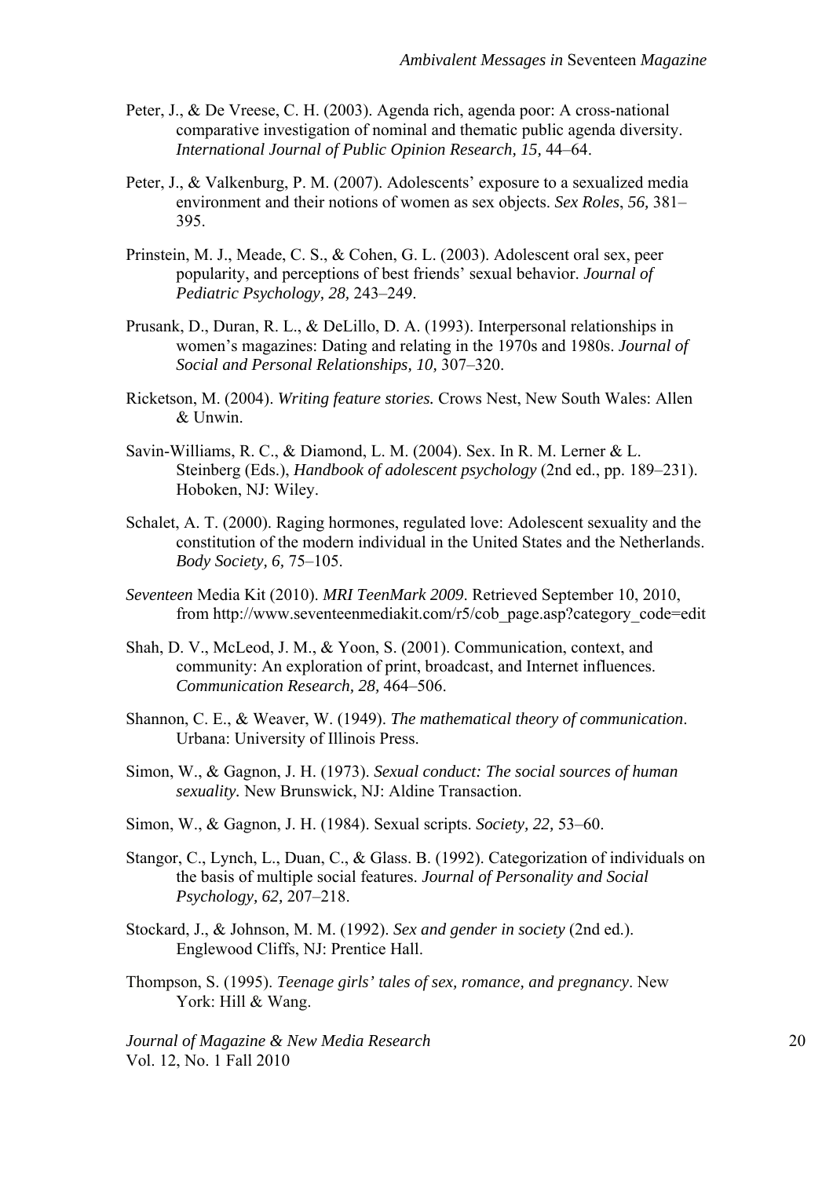Peter, J., & De Vreese, C. H. (2003). Agenda rich, agenda poor: A cross-national comparative investigation of nominal and thematic public agenda diversity. *International Journal of Public Opinion Research, 15,* 44–64.

Peter, J., & Valkenburg, P. M. (2007). Adolescents' exposure to a sexualized media environment and their notions of women as sex objects. *Sex Roles*, *56,* 381–395.

Prinstein, M. J., Meade, C. S., & Cohen, G. L. (2003). Adolescent oral sex, peer popularity, and perceptions of best friends' sexual behavior. *Journal of Pediatric Psychology, 28,* 243–249.

Prusank, D., Duran, R. L., & DeLillo, D. A. (1993). Interpersonal relationships in women's magazines: Dating and relating in the 1970s and 1980s. *Journal of Social and Personal Relationships, 10,* 307–320.

Ricketson, M. (2004). *Writing feature stories.* Crows Nest, New South Wales: Allen & Unwin.

Savin-Williams, R. C., & Diamond, L. M. (2004). Sex. In R. M. Lerner & L. Steinberg (Eds.), *Handbook of adolescent psychology* (2nd ed., pp. 189–231). Hoboken, NJ: Wiley.

Schalet, A. T. (2000). Raging hormones, regulated love: Adolescent sexuality and the constitution of the modern individual in the United States and the Netherlands. *Body Society, 6,* 75–105.

*Seventeen* Media Kit (2010). *MRI TeenMark 2009*. Retrieved September 10, 2010, from http://www.seventeenmediakit.com/r5/cob_page.asp?category_code=edit

Shah, D. V., McLeod, J. M., & Yoon, S. (2001). Communication, context, and community: An exploration of print, broadcast, and Internet influences. *Communication Research, 28,* 464–506.

Shannon, C. E., & Weaver, W. (1949). *The mathematical theory of communication*. Urbana: University of Illinois Press.

Simon, W., & Gagnon, J. H. (1973). *Sexual conduct: The social sources of human sexuality.* New Brunswick, NJ: Aldine Transaction.

Simon, W., & Gagnon, J. H. (1984). Sexual scripts. *Society, 22,* 53–60.

Stangor, C., Lynch, L., Duan, C., & Glass. B. (1992). Categorization of individuals on the basis of multiple social features. *Journal of Personality and Social Psychology, 62,* 207–218.

Stockard, J., & Johnson, M. M. (1992). *Sex and gender in society* (2nd ed.). Englewood Cliffs, NJ: Prentice Hall.

Thompson, S. (1995). *Teenage girls' tales of sex, romance, and pregnancy*. New York: Hill & Wang.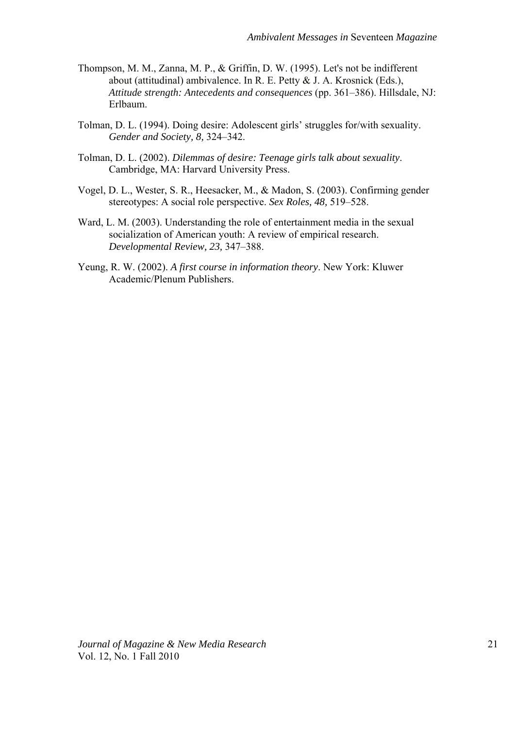Thompson, M. M., Zanna, M. P., & Griffin, D. W. (1995). Let's not be indifferent about (attitudinal) ambivalence. In R. E. Petty & J. A. Krosnick (Eds.), *Attitude strength: Antecedents and consequences* (pp. 361–386). Hillsdale, NJ: Erlbaum.

Tolman, D. L. (1994). Doing desire: Adolescent girls' struggles for/with sexuality. *Gender and Society, 8,* 324–342.

Tolman, D. L. (2002). *Dilemmas of desire: Teenage girls talk about sexuality*. Cambridge, MA: Harvard University Press.

Vogel, D. L., Wester, S. R., Heesacker, M., & Madon, S. (2003). Confirming gender stereotypes: A social role perspective. *Sex Roles, 48,* 519–528.

Ward, L. M. (2003). Understanding the role of entertainment media in the sexual socialization of American youth: A review of empirical research. *Developmental Review, 23,* 347–388.

Yeung, R. W. (2002). *A first course in information theory*. New York: Kluwer Academic/Plenum Publishers.